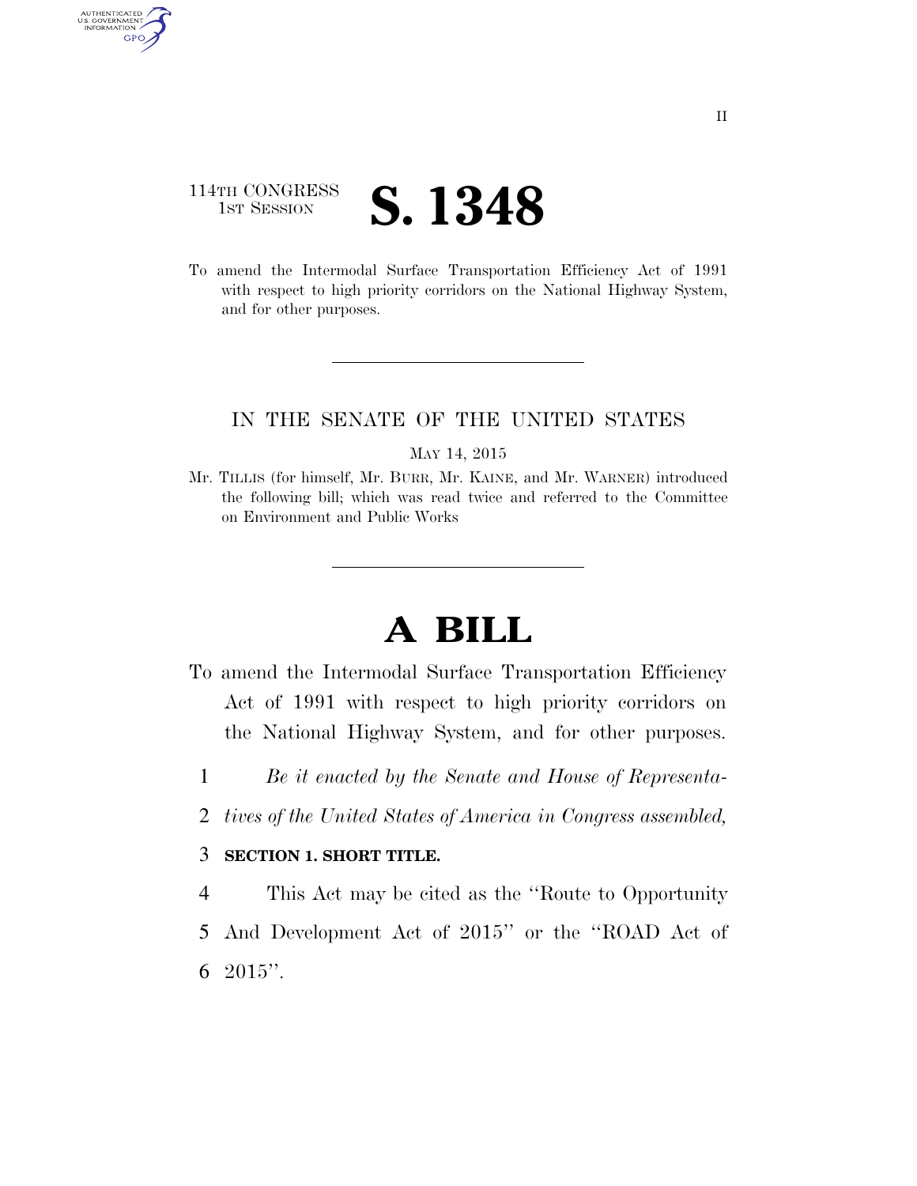114TH CONGRESS
1ST SESSION

# S. 1348

To amend the Intermodal Surface Transportation Efficiency Act of 1991 with respect to high priority corridors on the National Highway System, and for other purposes.

IN THE SENATE OF THE UNITED STATES

MAY 14, 2015

Mr. TILLIS (for himself, Mr. BURR, Mr. KAINE, and Mr. WARNER) introduced the following bill; which was read twice and referred to the Committee on Environment and Public Works

# A BILL

To amend the Intermodal Surface Transportation Efficiency Act of 1991 with respect to high priority corridors on the National Highway System, and for other purposes.

1 *Be it enacted by the Senate and House of Representa-*
2 *tives of the United States of America in Congress assembled,*

3 **SECTION 1. SHORT TITLE.**

4 This Act may be cited as the ''Route to Opportunity
5 And Development Act of 2015'' or the ''ROAD Act of
6 2015''.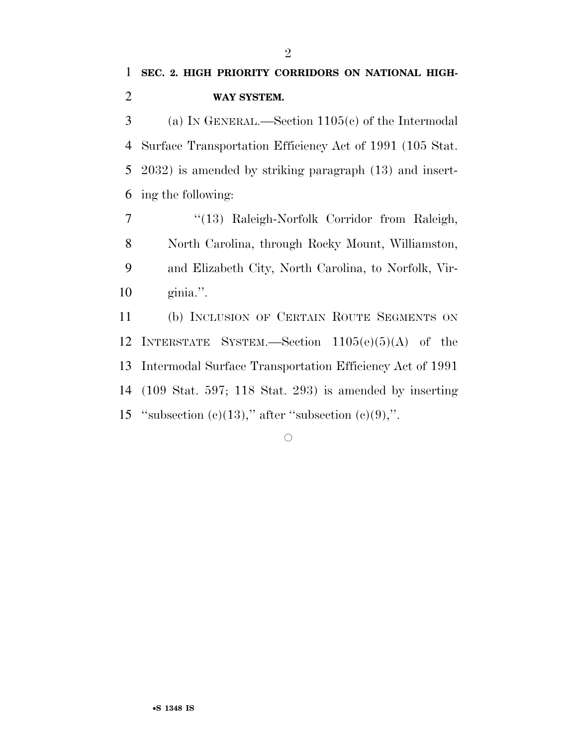**SEC. 2. HIGH PRIORITY CORRIDORS ON NATIONAL HIGHWAY SYSTEM.**

(a) IN GENERAL.—Section 1105(c) of the Intermodal Surface Transportation Efficiency Act of 1991 (105 Stat. 2032) is amended by striking paragraph (13) and inserting the following:

"(13) Raleigh-Norfolk Corridor from Raleigh, North Carolina, through Rocky Mount, Williamston, and Elizabeth City, North Carolina, to Norfolk, Virginia.".

(b) INCLUSION OF CERTAIN ROUTE SEGMENTS ON INTERSTATE SYSTEM.—Section 1105(e)(5)(A) of the Intermodal Surface Transportation Efficiency Act of 1991 (109 Stat. 597; 118 Stat. 293) is amended by inserting "subsection (c)(13)," after "subsection (c)(9),".

○